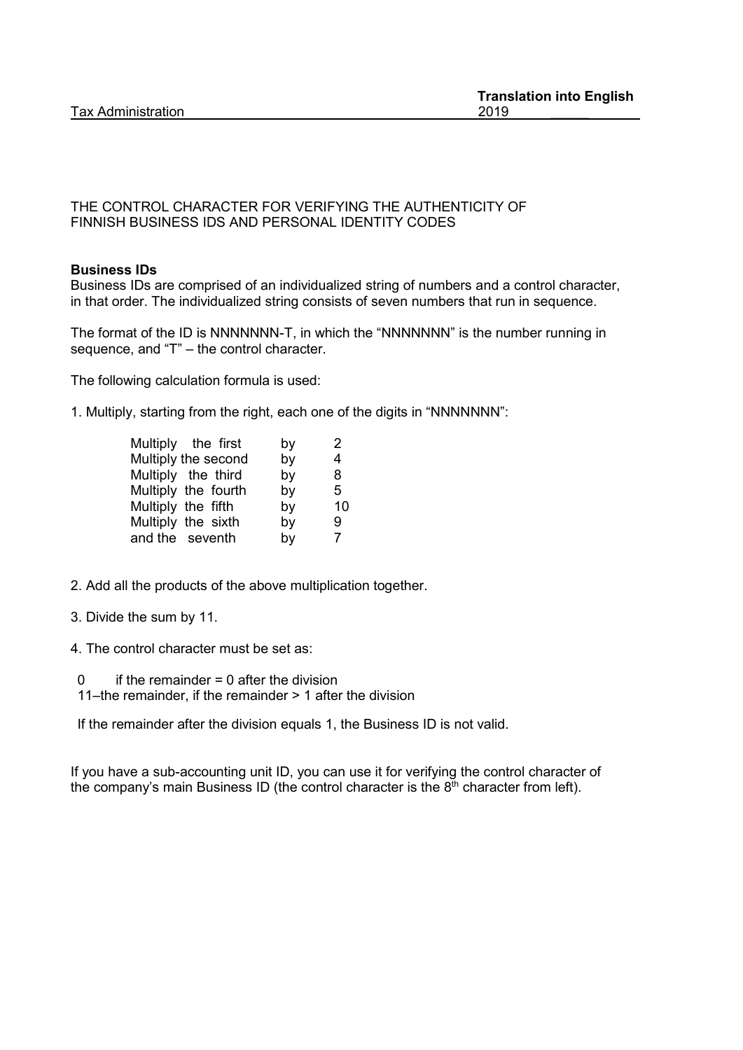Tax Administration

**Translation into English**
2019

THE CONTROL CHARACTER FOR VERIFYING THE AUTHENTICITY OF FINNISH BUSINESS IDS AND PERSONAL IDENTITY CODES

**Business IDs**

Business IDs are comprised of an individualized string of numbers and a control character, in that order. The individualized string consists of seven numbers that run in sequence.

The format of the ID is NNNNNNN-T, in which the "NNNNNNN" is the number running in sequence, and "T" – the control character.

The following calculation formula is used:

1. Multiply, starting from the right, each one of the digits in "NNNNNNN":

| | | |
|---|---|---|
| Multiply the first | by | 2 |
| Multiply the second | by | 4 |
| Multiply the third | by | 8 |
| Multiply the fourth | by | 5 |
| Multiply the fifth | by | 10 |
| Multiply the sixth | by | 9 |
| and the seventh | by | 7 |

2. Add all the products of the above multiplication together.

3. Divide the sum by 11.

4. The control character must be set as:

0 if the remainder = 0 after the division
11–the remainder, if the remainder > 1 after the division

If the remainder after the division equals 1, the Business ID is not valid.

If you have a sub-accounting unit ID, you can use it for verifying the control character of the company's main Business ID (the control character is the 8th character from left).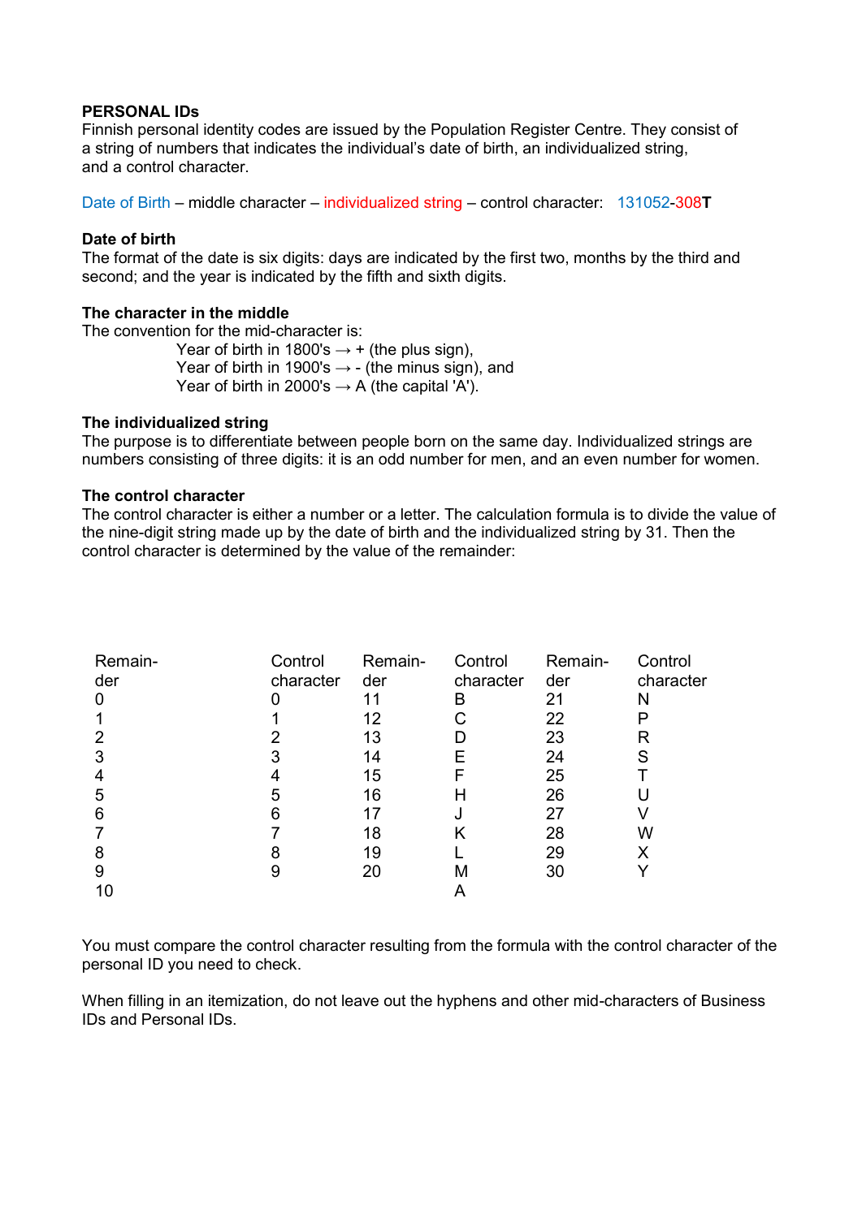**PERSONAL IDs**

Finnish personal identity codes are issued by the Population Register Centre. They consist of a string of numbers that indicates the individual's date of birth, an individualized string, and a control character.

Date of Birth – middle character – individualized string – control character: 131052-308**T**

**Date of birth**

The format of the date is six digits: days are indicated by the first two, months by the third and second; and the year is indicated by the fifth and sixth digits.

**The character in the middle**

The convention for the mid-character is:

- Year of birth in 1800's → + (the plus sign),
- Year of birth in 1900's → - (the minus sign), and
- Year of birth in 2000's → A (the capital 'A').

**The individualized string**

The purpose is to differentiate between people born on the same day. Individualized strings are numbers consisting of three digits: it is an odd number for men, and an even number for women.

**The control character**

The control character is either a number or a letter. The calculation formula is to divide the value of the nine-digit string made up by the date of birth and the individualized string by 31. Then the control character is determined by the value of the remainder:

| Remain-der | Control character | Remain-der | Control character | Remain-der | Control character |
|---|---|---|---|---|---|
| 0 | 0 | 11 | B | 21 | N |
| 1 | 1 | 12 | C | 22 | P |
| 2 | 2 | 13 | D | 23 | R |
| 3 | 3 | 14 | E | 24 | S |
| 4 | 4 | 15 | F | 25 | T |
| 5 | 5 | 16 | H | 26 | U |
| 6 | 6 | 17 | J | 27 | V |
| 7 | 7 | 18 | K | 28 | W |
| 8 | 8 | 19 | L | 29 | X |
| 9 | 9 | 20 | M | 30 | Y |
| 10 | | | A | | |

You must compare the control character resulting from the formula with the control character of the personal ID you need to check.

When filling in an itemization, do not leave out the hyphens and other mid-characters of Business IDs and Personal IDs.